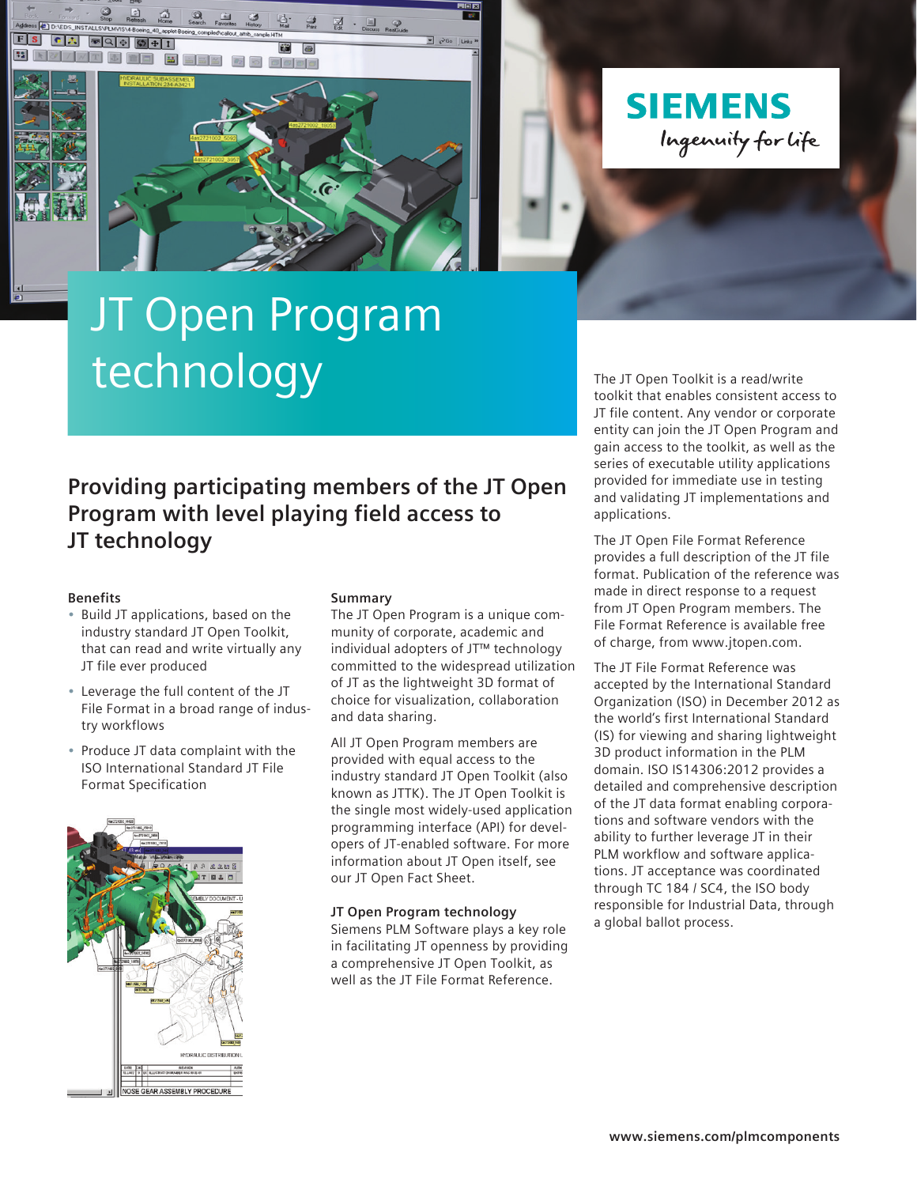# JT Open Program technology

## Providing participating members of the JT Open Program with level playing field access to JT technology

### Benefits

- Build JT applications, based on the industry standard JT Open Toolkit, that can read and write virtually any JT file ever produced
- Leverage the full content of the JT File Format in a broad range of industry workflows
- Produce JT data complaint with the ISO International Standard JT File Format Specification

### Summary

The JT Open Program is a unique community of corporate, academic and individual adopters of JT™ technology committed to the widespread utilization of JT as the lightweight 3D format of choice for visualization, collaboration and data sharing.

All JT Open Program members are provided with equal access to the industry standard JT Open Toolkit (also known as JTTK). The JT Open Toolkit is the single most widely-used application programming interface (API) for developers of JT-enabled software. For more information about JT Open itself, see our JT Open Fact Sheet.

### JT Open Program technology

Siemens PLM Software plays a key role in facilitating JT openness by providing a comprehensive JT Open Toolkit, as well as the JT File Format Reference.

The JT Open Toolkit is a read/write toolkit that enables consistent access to JT file content. Any vendor or corporate entity can join the JT Open Program and gain access to the toolkit, as well as the series of executable utility applications provided for immediate use in testing and validating JT implementations and applications.

The JT Open File Format Reference provides a full description of the JT file format. Publication of the reference was made in direct response to a request from JT Open Program members. The File Format Reference is available free of charge, from www.jtopen.com.

The JT File Format Reference was accepted by the International Standard Organization (ISO) in December 2012 as the world's first International Standard (IS) for viewing and sharing lightweight 3D product information in the PLM domain. ISO IS14306:2012 provides a detailed and comprehensive description of the JT data format enabling corporations and software vendors with the ability to further leverage JT in their PLM workflow and software applications. JT acceptance was coordinated through TC 184 / SC4, the ISO body responsible for Industrial Data, through a global ballot process.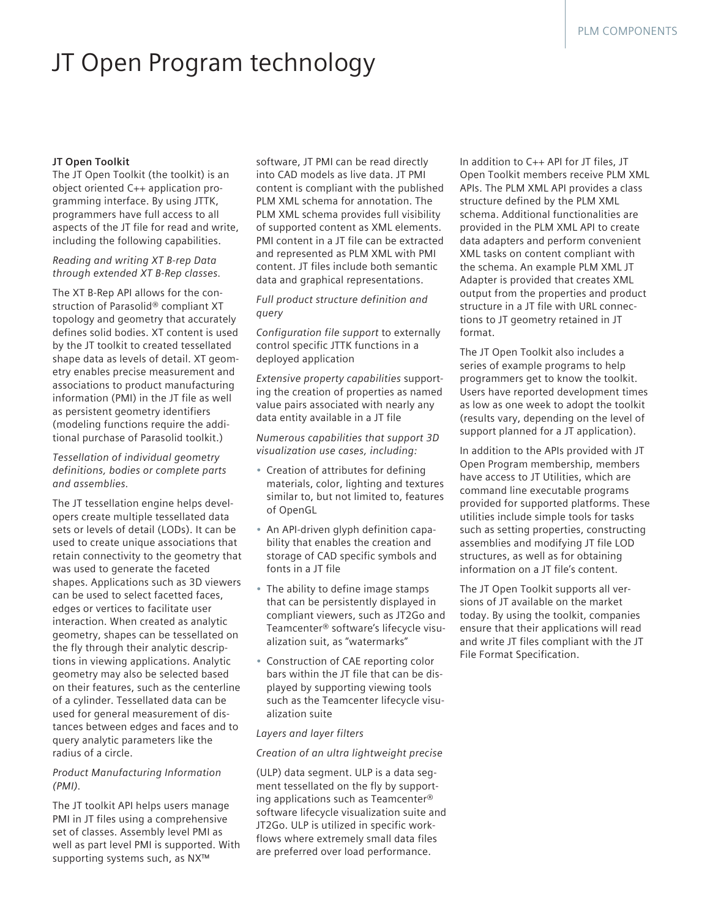# JT Open Program technology

**JT Open Toolkit**

The JT Open Toolkit (the toolkit) is an object oriented C++ application programming interface. By using JTTK, programmers have full access to all aspects of the JT file for read and write, including the following capabilities.

*Reading and writing XT B-rep Data through extended XT B-Rep classes.*

The XT B-Rep API allows for the construction of Parasolid® compliant XT topology and geometry that accurately defines solid bodies. XT content is used by the JT toolkit to created tessellated shape data as levels of detail. XT geometry enables precise measurement and associations to product manufacturing information (PMI) in the JT file as well as persistent geometry identifiers (modeling functions require the additional purchase of Parasolid toolkit.)

*Tessellation of individual geometry definitions, bodies or complete parts and assemblies.*

The JT tessellation engine helps developers create multiple tessellated data sets or levels of detail (LODs). It can be used to create unique associations that retain connectivity to the geometry that was used to generate the faceted shapes. Applications such as 3D viewers can be used to select facetted faces, edges or vertices to facilitate user interaction. When created as analytic geometry, shapes can be tessellated on the fly through their analytic descriptions in viewing applications. Analytic geometry may also be selected based on their features, such as the centerline of a cylinder. Tessellated data can be used for general measurement of distances between edges and faces and to query analytic parameters like the radius of a circle.

*Product Manufacturing Information (PMI).*

The JT toolkit API helps users manage PMI in JT files using a comprehensive set of classes. Assembly level PMI as well as part level PMI is supported. With supporting systems such, as NX™ software, JT PMI can be read directly into CAD models as live data. JT PMI content is compliant with the published PLM XML schema for annotation. The PLM XML schema provides full visibility of supported content as XML elements. PMI content in a JT file can be extracted and represented as PLM XML with PMI content. JT files include both semantic data and graphical representations.

*Full product structure definition and query*

*Configuration file support* to externally control specific JTTK functions in a deployed application

*Extensive property capabilities* supporting the creation of properties as named value pairs associated with nearly any data entity available in a JT file

*Numerous capabilities that support 3D visualization use cases, including:*

- Creation of attributes for defining materials, color, lighting and textures similar to, but not limited to, features of OpenGL
- An API-driven glyph definition capability that enables the creation and storage of CAD specific symbols and fonts in a JT file
- The ability to define image stamps that can be persistently displayed in compliant viewers, such as JT2Go and Teamcenter® software's lifecycle visualization suit, as "watermarks"
- Construction of CAE reporting color bars within the JT file that can be displayed by supporting viewing tools such as the Teamcenter lifecycle visualization suite

*Layers and layer filters*

*Creation of an ultra lightweight precise*

(ULP) data segment. ULP is a data segment tessellated on the fly by supporting applications such as Teamcenter® software lifecycle visualization suite and JT2Go. ULP is utilized in specific workflows where extremely small data files are preferred over load performance.

In addition to C++ API for JT files, JT Open Toolkit members receive PLM XML APIs. The PLM XML API provides a class structure defined by the PLM XML schema. Additional functionalities are provided in the PLM XML API to create data adapters and perform convenient XML tasks on content compliant with the schema. An example PLM XML JT Adapter is provided that creates XML output from the properties and product structure in a JT file with URL connections to JT geometry retained in JT format.

The JT Open Toolkit also includes a series of example programs to help programmers get to know the toolkit. Users have reported development times as low as one week to adopt the toolkit (results vary, depending on the level of support planned for a JT application).

In addition to the APIs provided with JT Open Program membership, members have access to JT Utilities, which are command line executable programs provided for supported platforms. These utilities include simple tools for tasks such as setting properties, constructing assemblies and modifying JT file LOD structures, as well as for obtaining information on a JT file's content.

The JT Open Toolkit supports all versions of JT available on the market today. By using the toolkit, companies ensure that their applications will read and write JT files compliant with the JT File Format Specification.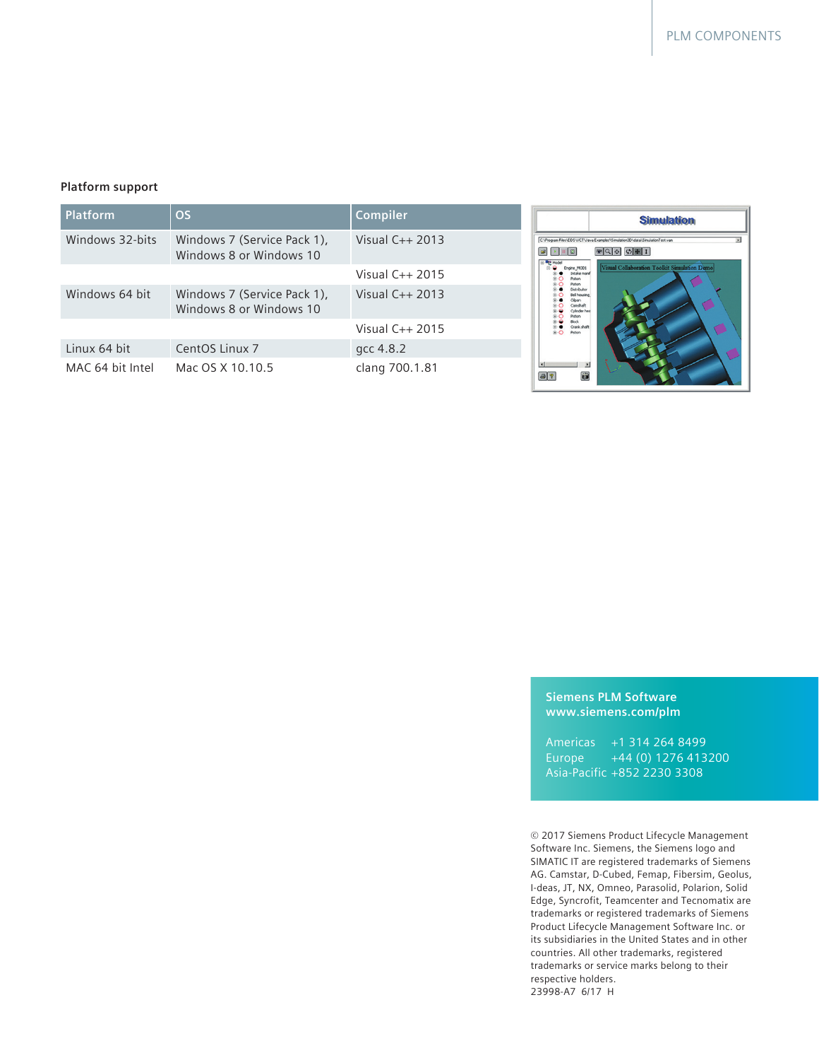**Platform support**

| Platform | OS | Compiler |
|---|---|---|
| Windows 32-bits | Windows 7 (Service Pack 1), Windows 8 or Windows 10 | Visual C++ 2013 |
| | | Visual C++ 2015 |
| Windows 64 bit | Windows 7 (Service Pack 1), Windows 8 or Windows 10 | Visual C++ 2013 |
| | | Visual C++ 2015 |
| Linux 64 bit | CentOS Linux 7 | gcc 4.8.2 |
| MAC 64 bit Intel | Mac OS X 10.10.5 | clang 700.1.81 |

**Siemens PLM Software**
**www.siemens.com/plm**

Americas +1 314 264 8499
Europe +44 (0) 1276 413200
Asia-Pacific +852 2230 3308

© 2017 Siemens Product Lifecycle Management Software Inc. Siemens, the Siemens logo and SIMATIC IT are registered trademarks of Siemens AG. Camstar, D-Cubed, Femap, Fibersim, Geolus, I-deas, JT, NX, Omneo, Parasolid, Polarion, Solid Edge, Syncrofit, Teamcenter and Tecnomatix are trademarks or registered trademarks of Siemens Product Lifecycle Management Software Inc. or its subsidiaries in the United States and in other countries. All other trademarks, registered trademarks or service marks belong to their respective holders.
23998-A7 6/17 H